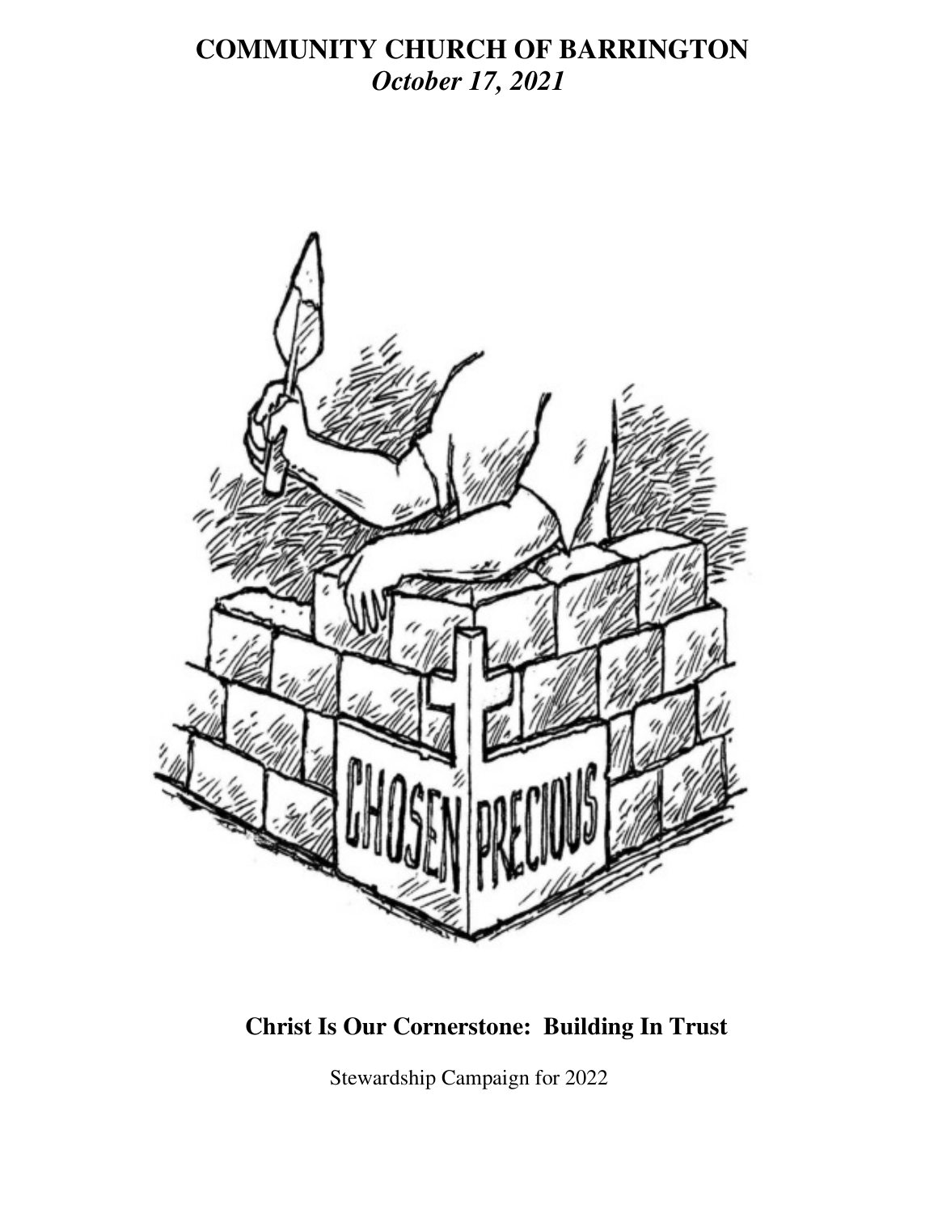# COMMUNITY CHURCH OF BARRINGTON

***October 17, 2021***

**Christ Is Our Cornerstone: Building In Trust**

Stewardship Campaign for 2022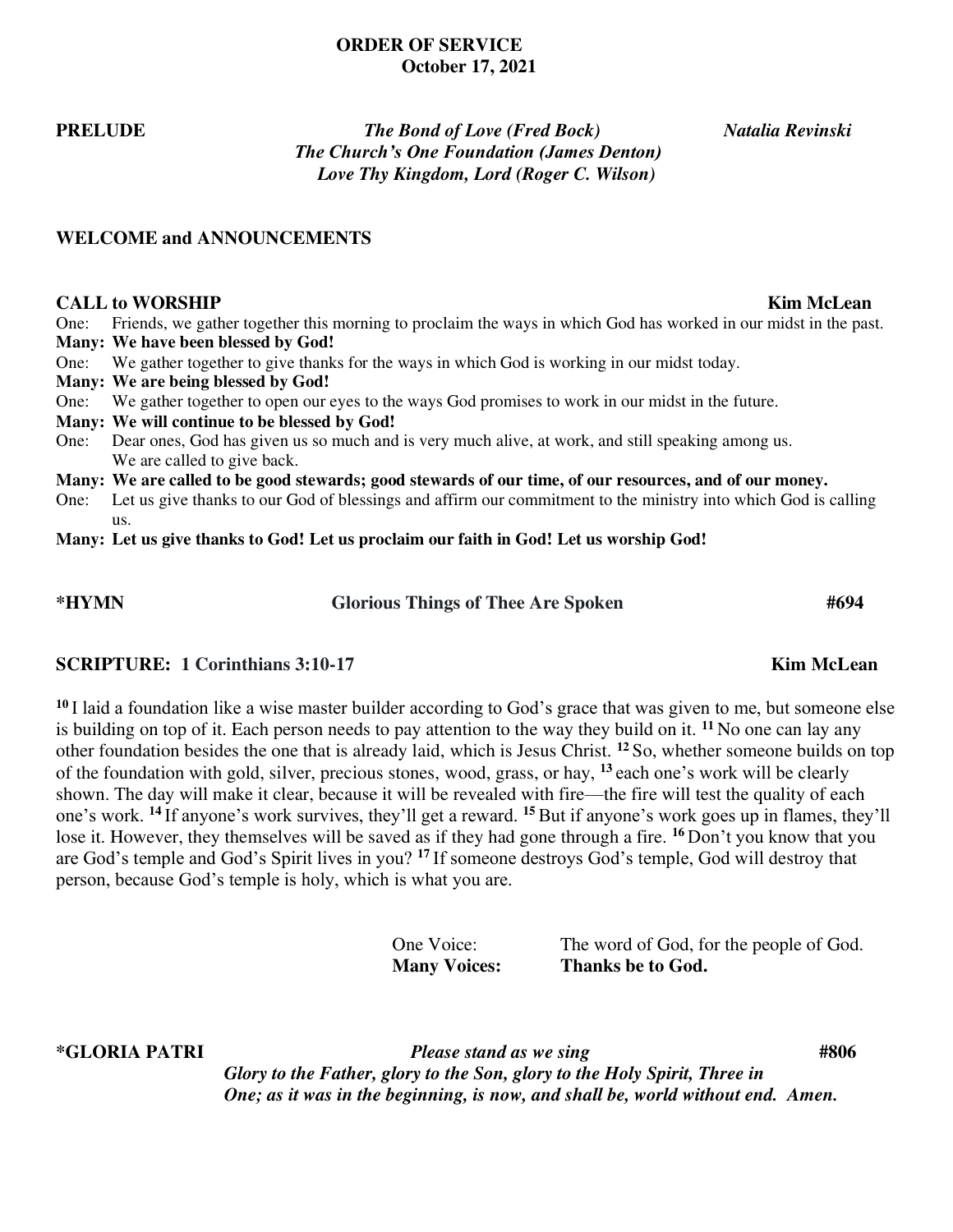# ORDER OF SERVICE
**October 17, 2021**

**PRELUDE** — *The Bond of Love (Fred Bock)* — *Natalia Revinski*
*The Church's One Foundation (James Denton)*
*Love Thy Kingdom, Lord (Roger C. Wilson)*

**WELCOME and ANNOUNCEMENTS**

**CALL to WORSHIP** — **Kim McLean**

One: Friends, we gather together this morning to proclaim the ways in which God has worked in our midst in the past.
**Many: We have been blessed by God!**
One: We gather together to give thanks for the ways in which God is working in our midst today.
**Many: We are being blessed by God!**
One: We gather together to open our eyes to the ways God promises to work in our midst in the future.
**Many: We will continue to be blessed by God!**
One: Dear ones, God has given us so much and is very much alive, at work, and still speaking among us. We are called to give back.
**Many: We are called to be good stewards; good stewards of our time, of our resources, and of our money.**
One: Let us give thanks to our God of blessings and affirm our commitment to the ministry into which God is calling us.
**Many: Let us give thanks to God! Let us proclaim our faith in God! Let us worship God!**

**\*HYMN** — **Glorious Things of Thee Are Spoken** — **#694**

**SCRIPTURE: 1 Corinthians 3:10-17** — **Kim McLean**

[10] I laid a foundation like a wise master builder according to God's grace that was given to me, but someone else is building on top of it. Each person needs to pay attention to the way they build on it. [11] No one can lay any other foundation besides the one that is already laid, which is Jesus Christ. [12] So, whether someone builds on top of the foundation with gold, silver, precious stones, wood, grass, or hay, [13] each one's work will be clearly shown. The day will make it clear, because it will be revealed with fire—the fire will test the quality of each one's work. [14] If anyone's work survives, they'll get a reward. [15] But if anyone's work goes up in flames, they'll lose it. However, they themselves will be saved as if they had gone through a fire. [16] Don't you know that you are God's temple and God's Spirit lives in you? [17] If someone destroys God's temple, God will destroy that person, because God's temple is holy, which is what you are.

One Voice: The word of God, for the people of God.
**Many Voices: Thanks be to God.**

**\*GLORIA PATRI** — ***Please stand as we sing*** — **#806**

***Glory to the Father, glory to the Son, glory to the Holy Spirit, Three in One; as it was in the beginning, is now, and shall be, world without end. Amen.***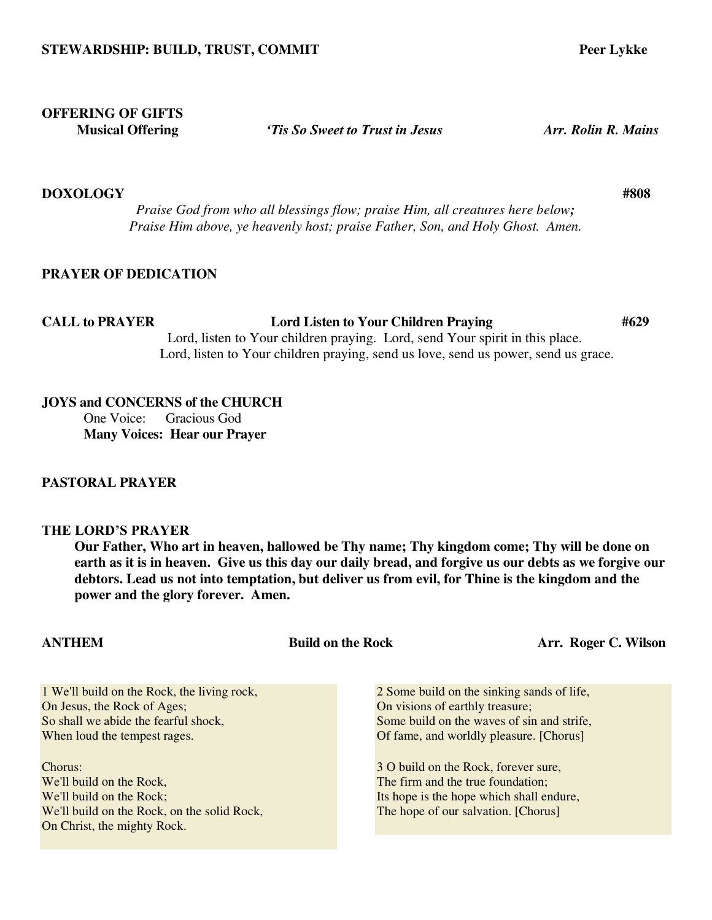**STEWARDSHIP: BUILD, TRUST, COMMIT** **Peer Lykke**

**OFFERING OF GIFTS**

**Musical Offering** ***'Tis So Sweet to Trust in Jesus*** ***Arr. Rolin R. Mains***

**DOXOLOGY** **#808**

*Praise God from who all blessings flow; praise Him, all creatures here below;*
*Praise Him above, ye heavenly host; praise Father, Son, and Holy Ghost. Amen.*

**PRAYER OF DEDICATION**

**CALL to PRAYER** **Lord Listen to Your Children Praying** **#629**

Lord, listen to Your children praying. Lord, send Your spirit in this place.
Lord, listen to Your children praying, send us love, send us power, send us grace.

**JOYS and CONCERNS of the CHURCH**

One Voice: Gracious God
**Many Voices: Hear our Prayer**

**PASTORAL PRAYER**

**THE LORD'S PRAYER**

**Our Father, Who art in heaven, hallowed be Thy name; Thy kingdom come; Thy will be done on earth as it is in heaven. Give us this day our daily bread, and forgive us our debts as we forgive our debtors. Lead us not into temptation, but deliver us from evil, for Thine is the kingdom and the power and the glory forever. Amen.**

**ANTHEM** **Build on the Rock** **Arr. Roger C. Wilson**

1 We'll build on the Rock, the living rock,
On Jesus, the Rock of Ages;
So shall we abide the fearful shock,
When loud the tempest rages.

Chorus:
We'll build on the Rock,
We'll build on the Rock;
We'll build on the Rock, on the solid Rock,
On Christ, the mighty Rock.

2 Some build on the sinking sands of life,
On visions of earthly treasure;
Some build on the waves of sin and strife,
Of fame, and worldly pleasure. [Chorus]

3 O build on the Rock, forever sure,
The firm and the true foundation;
Its hope is the hope which shall endure,
The hope of our salvation. [Chorus]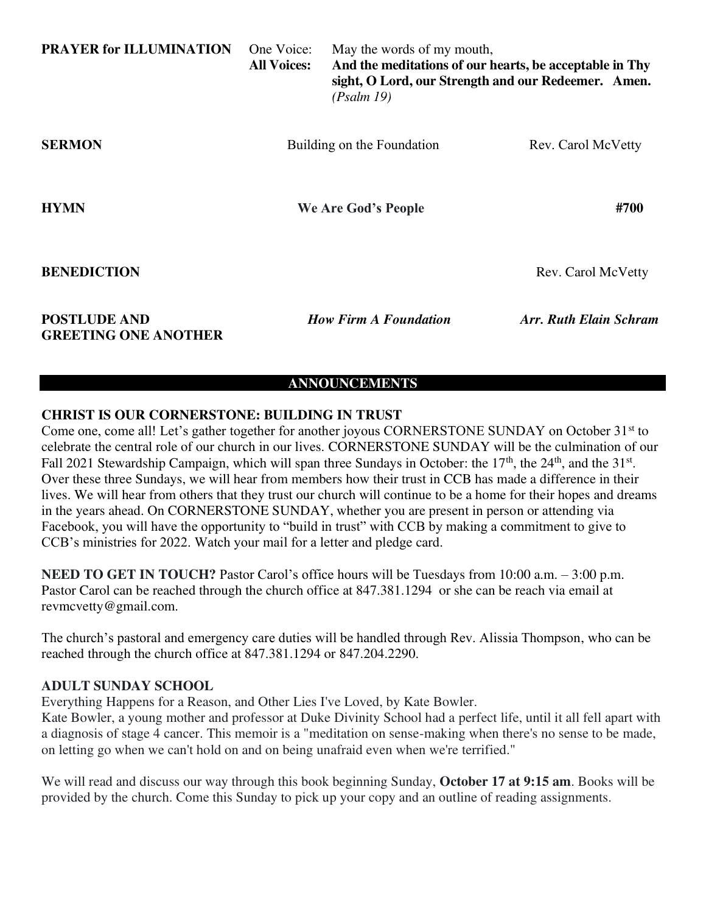**PRAYER for ILLUMINATION** One Voice: May the words of my mouth,
**All Voices: And the meditations of our hearts, be acceptable in Thy sight, O Lord, our Strength and our Redeemer. Amen.** *(Psalm 19)*

**SERMON** Building on the Foundation Rev. Carol McVetty

**HYMN** **We Are God's People** **#700**

**BENEDICTION** Rev. Carol McVetty

**POSTLUDE AND GREETING ONE ANOTHER** ***How Firm A Foundation*** ***Arr. Ruth Elain Schram***

## ANNOUNCEMENTS

**CHRIST IS OUR CORNERSTONE: BUILDING IN TRUST**

Come one, come all! Let's gather together for another joyous CORNERSTONE SUNDAY on October 31st to celebrate the central role of our church in our lives. CORNERSTONE SUNDAY will be the culmination of our Fall 2021 Stewardship Campaign, which will span three Sundays in October: the 17th, the 24th, and the 31st. Over these three Sundays, we will hear from members how their trust in CCB has made a difference in their lives. We will hear from others that they trust our church will continue to be a home for their hopes and dreams in the years ahead. On CORNERSTONE SUNDAY, whether you are present in person or attending via Facebook, you will have the opportunity to "build in trust" with CCB by making a commitment to give to CCB's ministries for 2022. Watch your mail for a letter and pledge card.

**NEED TO GET IN TOUCH?** Pastor Carol's office hours will be Tuesdays from 10:00 a.m. – 3:00 p.m. Pastor Carol can be reached through the church office at 847.381.1294 or she can be reach via email at revmcvetty@gmail.com.

The church's pastoral and emergency care duties will be handled through Rev. Alissia Thompson, who can be reached through the church office at 847.381.1294 or 847.204.2290.

**ADULT SUNDAY SCHOOL**

Everything Happens for a Reason, and Other Lies I've Loved, by Kate Bowler.
Kate Bowler, a young mother and professor at Duke Divinity School had a perfect life, until it all fell apart with a diagnosis of stage 4 cancer. This memoir is a "meditation on sense-making when there's no sense to be made, on letting go when we can't hold on and on being unafraid even when we're terrified."

We will read and discuss our way through this book beginning Sunday, **October 17 at 9:15 am**. Books will be provided by the church. Come this Sunday to pick up your copy and an outline of reading assignments.